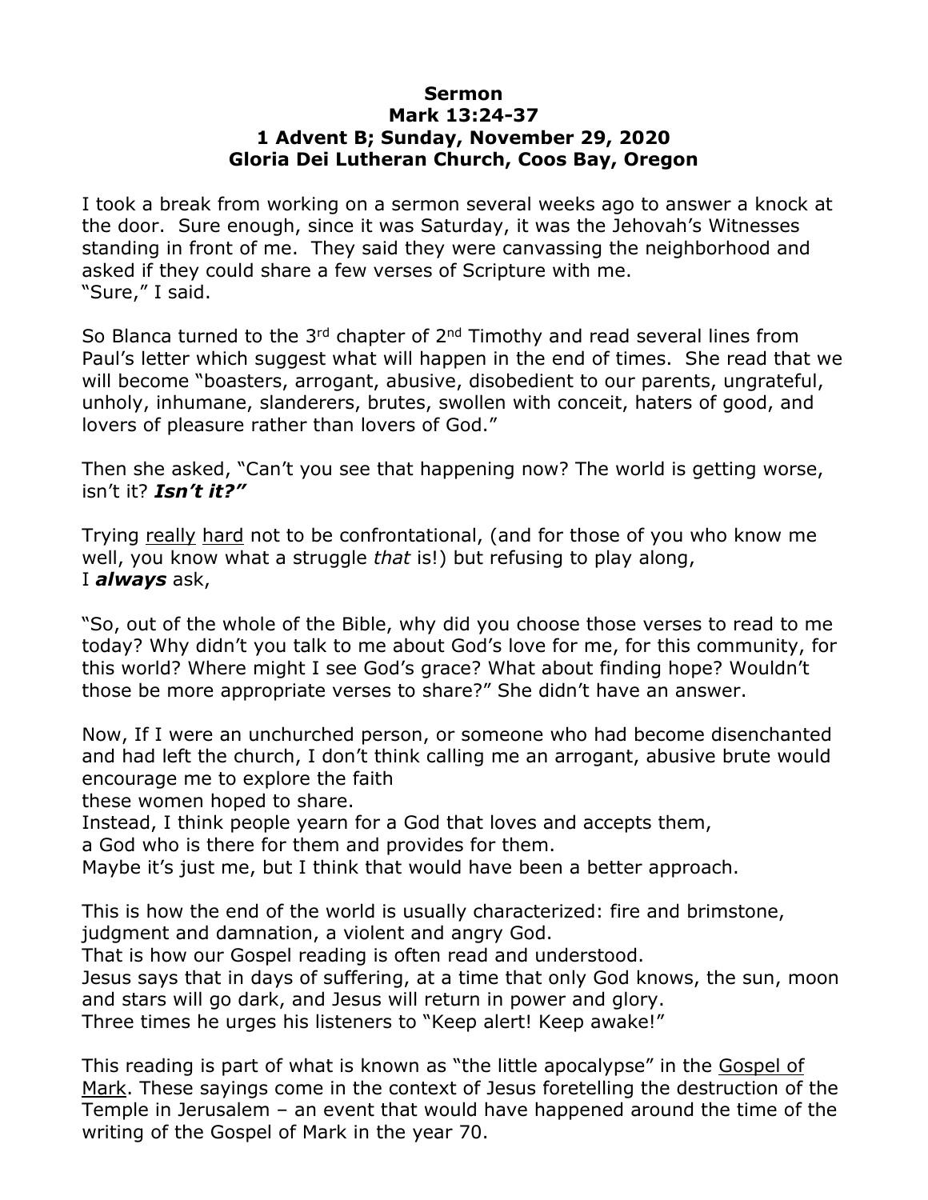**Sermon**
**Mark 13:24-37**
**1 Advent B; Sunday, November 29, 2020**
**Gloria Dei Lutheran Church, Coos Bay, Oregon**

I took a break from working on a sermon several weeks ago to answer a knock at the door. Sure enough, since it was Saturday, it was the Jehovah's Witnesses standing in front of me. They said they were canvassing the neighborhood and asked if they could share a few verses of Scripture with me.
"Sure," I said.

So Blanca turned to the 3rd chapter of 2nd Timothy and read several lines from Paul's letter which suggest what will happen in the end of times. She read that we will become "boasters, arrogant, abusive, disobedient to our parents, ungrateful, unholy, inhumane, slanderers, brutes, swollen with conceit, haters of good, and lovers of pleasure rather than lovers of God."

Then she asked, "Can't you see that happening now? The world is getting worse, isn't it? ***Isn't it?"***

Trying <u>really</u> <u>hard</u> not to be confrontational, (and for those of you who know me well, you know what a struggle *that* is!) but refusing to play along,
I ***always*** ask,

"So, out of the whole of the Bible, why did you choose those verses to read to me today? Why didn't you talk to me about God's love for me, for this community, for this world? Where might I see God's grace? What about finding hope? Wouldn't those be more appropriate verses to share?" She didn't have an answer.

Now, If I were an unchurched person, or someone who had become disenchanted and had left the church, I don't think calling me an arrogant, abusive brute would encourage me to explore the faith
these women hoped to share.
Instead, I think people yearn for a God that loves and accepts them,
a God who is there for them and provides for them.
Maybe it's just me, but I think that would have been a better approach.

This is how the end of the world is usually characterized: fire and brimstone, judgment and damnation, a violent and angry God.
That is how our Gospel reading is often read and understood.
Jesus says that in days of suffering, at a time that only God knows, the sun, moon and stars will go dark, and Jesus will return in power and glory.
Three times he urges his listeners to "Keep alert! Keep awake!"

This reading is part of what is known as "the little apocalypse" in the <u>Gospel of Mark</u>. These sayings come in the context of Jesus foretelling the destruction of the Temple in Jerusalem – an event that would have happened around the time of the writing of the Gospel of Mark in the year 70.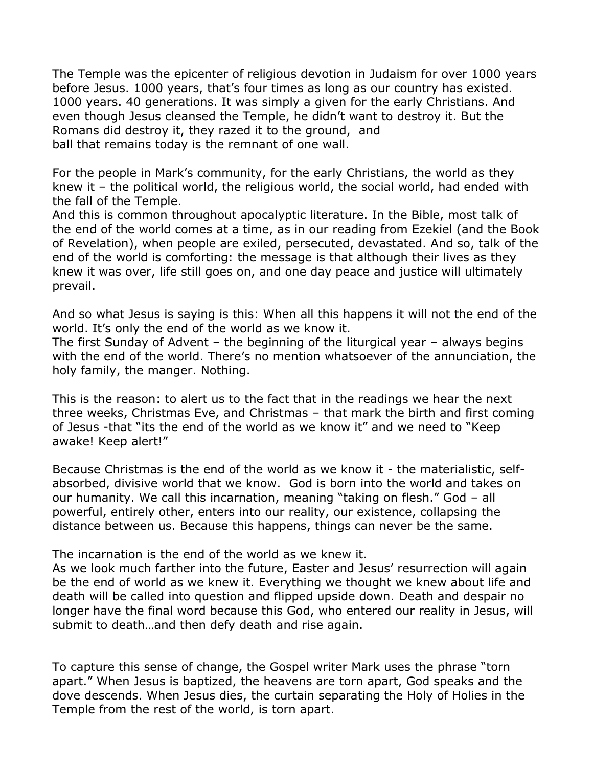The Temple was the epicenter of religious devotion in Judaism for over 1000 years before Jesus. 1000 years, that's four times as long as our country has existed. 1000 years. 40 generations. It was simply a given for the early Christians. And even though Jesus cleansed the Temple, he didn't want to destroy it. But the Romans did destroy it, they razed it to the ground, and
ball that remains today is the remnant of one wall.

For the people in Mark's community, for the early Christians, the world as they knew it – the political world, the religious world, the social world, had ended with the fall of the Temple.
And this is common throughout apocalyptic literature. In the Bible, most talk of the end of the world comes at a time, as in our reading from Ezekiel (and the Book of Revelation), when people are exiled, persecuted, devastated. And so, talk of the end of the world is comforting: the message is that although their lives as they knew it was over, life still goes on, and one day peace and justice will ultimately prevail.

And so what Jesus is saying is this: When all this happens it will not the end of the world. It's only the end of the world as we know it.
The first Sunday of Advent – the beginning of the liturgical year – always begins with the end of the world. There's no mention whatsoever of the annunciation, the holy family, the manger. Nothing.

This is the reason: to alert us to the fact that in the readings we hear the next three weeks, Christmas Eve, and Christmas – that mark the birth and first coming of Jesus -that "its the end of the world as we know it" and we need to "Keep awake! Keep alert!"

Because Christmas is the end of the world as we know it - the materialistic, self-absorbed, divisive world that we know. God is born into the world and takes on our humanity. We call this incarnation, meaning "taking on flesh." God – all powerful, entirely other, enters into our reality, our existence, collapsing the distance between us. Because this happens, things can never be the same.

The incarnation is the end of the world as we knew it.
As we look much farther into the future, Easter and Jesus' resurrection will again be the end of world as we knew it. Everything we thought we knew about life and death will be called into question and flipped upside down. Death and despair no longer have the final word because this God, who entered our reality in Jesus, will submit to death…and then defy death and rise again.

To capture this sense of change, the Gospel writer Mark uses the phrase "torn apart." When Jesus is baptized, the heavens are torn apart, God speaks and the dove descends. When Jesus dies, the curtain separating the Holy of Holies in the Temple from the rest of the world, is torn apart.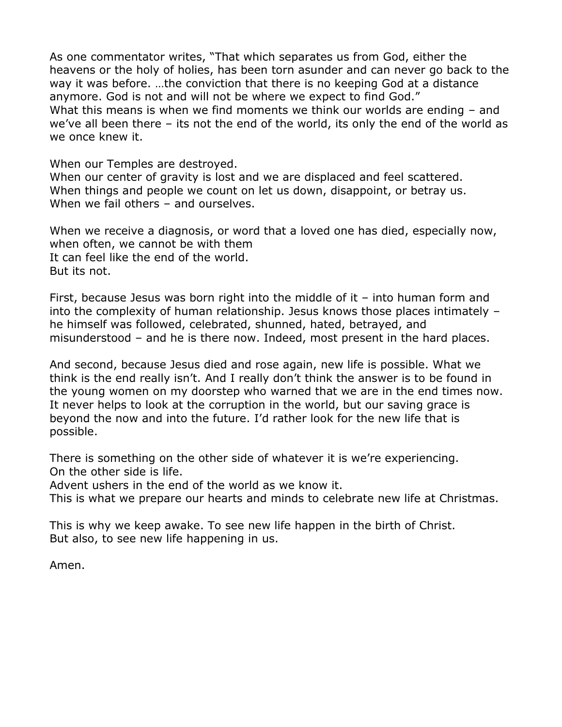As one commentator writes, "That which separates us from God, either the heavens or the holy of holies, has been torn asunder and can never go back to the way it was before. …the conviction that there is no keeping God at a distance anymore. God is not and will not be where we expect to find God."
What this means is when we find moments we think our worlds are ending – and we've all been there – its not the end of the world, its only the end of the world as we once knew it.

When our Temples are destroyed.
When our center of gravity is lost and we are displaced and feel scattered.
When things and people we count on let us down, disappoint, or betray us.
When we fail others – and ourselves.

When we receive a diagnosis, or word that a loved one has died, especially now, when often, we cannot be with them
It can feel like the end of the world.
But its not.

First, because Jesus was born right into the middle of it – into human form and into the complexity of human relationship. Jesus knows those places intimately – he himself was followed, celebrated, shunned, hated, betrayed, and misunderstood – and he is there now. Indeed, most present in the hard places.

And second, because Jesus died and rose again, new life is possible. What we think is the end really isn't. And I really don't think the answer is to be found in the young women on my doorstep who warned that we are in the end times now. It never helps to look at the corruption in the world, but our saving grace is beyond the now and into the future. I'd rather look for the new life that is possible.

There is something on the other side of whatever it is we're experiencing.
On the other side is life.
Advent ushers in the end of the world as we know it.
This is what we prepare our hearts and minds to celebrate new life at Christmas.

This is why we keep awake. To see new life happen in the birth of Christ.
But also, to see new life happening in us.

Amen.